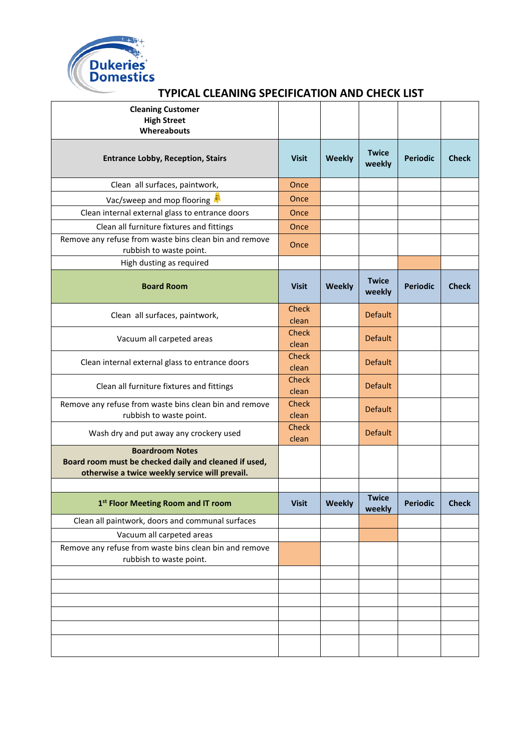Dukeries Domestics

# TYPICAL CLEANING SPECIFICATION AND CHECK LIST

| **Cleaning Customer<br>High Street<br>Whereabouts** | | | | | |
|---|---|---|---|---|---|
| **Entrance Lobby, Reception, Stairs** | **Visit** | **Weekly** | **Twice weekly** | **Periodic** | **Check** |
| Clean all surfaces, paintwork, | Once | | | | |
| Vac/sweep and mop flooring | Once | | | | |
| Clean internal external glass to entrance doors | Once | | | | |
| Clean all furniture fixtures and fittings | Once | | | | |
| Remove any refuse from waste bins clean bin and remove rubbish to waste point. | Once | | | | |
| High dusting as required | | | | | |
| **Board Room** | **Visit** | **Weekly** | **Twice weekly** | **Periodic** | **Check** |
| Clean all surfaces, paintwork, | Check clean | | Default | | |
| Vacuum all carpeted areas | Check clean | | Default | | |
| Clean internal external glass to entrance doors | Check clean | | Default | | |
| Clean all furniture fixtures and fittings | Check clean | | Default | | |
| Remove any refuse from waste bins clean bin and remove rubbish to waste point. | Check clean | | Default | | |
| Wash dry and put away any crockery used | Check clean | | Default | | |
| **Boardroom Notes<br>Board room must be checked daily and cleaned if used, otherwise a twice weekly service will prevail.** | | | | | |
| | | | | | |
| **1st Floor Meeting Room and IT room** | **Visit** | **Weekly** | **Twice weekly** | **Periodic** | **Check** |
| Clean all paintwork, doors and communal surfaces | | | | | |
| Vacuum all carpeted areas | | | | | |
| Remove any refuse from waste bins clean bin and remove rubbish to waste point. | | | | | |
| | | | | | |
| | | | | | |
| | | | | | |
| | | | | | |
| | | | | | |
| | | | | | |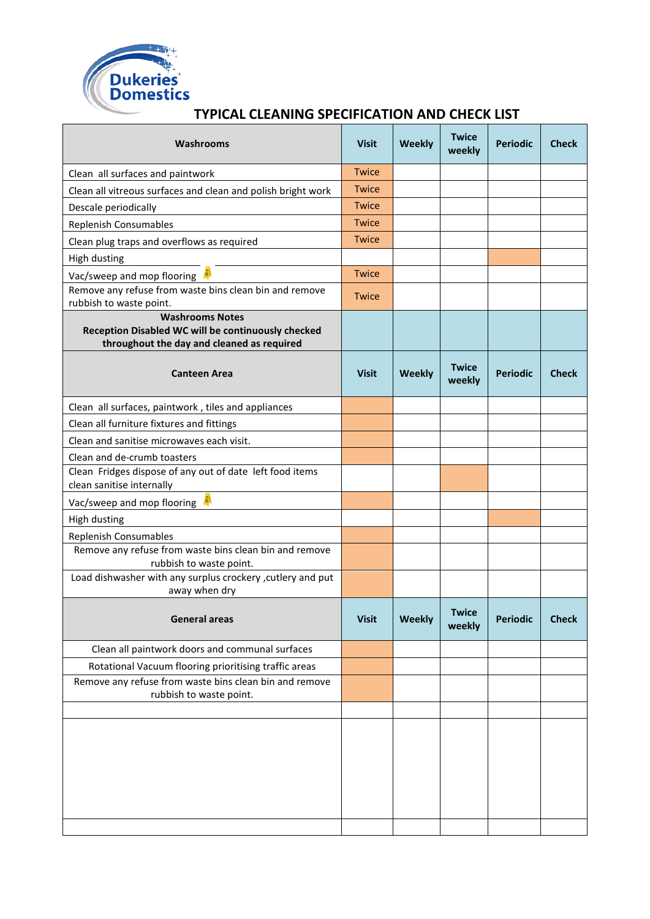Dukeries Domestics

# TYPICAL CLEANING SPECIFICATION AND CHECK LIST

| Washrooms | Visit | Weekly | Twice weekly | Periodic | Check |
|---|---|---|---|---|---|
| Clean all surfaces and paintwork | Twice | | | | |
| Clean all vitreous surfaces and clean and polish bright work | Twice | | | | |
| Descale periodically | Twice | | | | |
| Replenish Consumables | Twice | | | | |
| Clean plug traps and overflows as required | Twice | | | | |
| High dusting | | | | | |
| Vac/sweep and mop flooring | Twice | | | | |
| Remove any refuse from waste bins clean bin and remove rubbish to waste point. | Twice | | | | |
| **Washrooms Notes** **Reception Disabled WC will be continuously checked throughout the day and cleaned as required** | | | | | |
| **Canteen Area** | **Visit** | **Weekly** | **Twice weekly** | **Periodic** | **Check** |
| Clean all surfaces, paintwork , tiles and appliances | | | | | |
| Clean all furniture fixtures and fittings | | | | | |
| Clean and sanitise microwaves each visit. | | | | | |
| Clean and de-crumb toasters | | | | | |
| Clean Fridges dispose of any out of date left food items clean sanitise internally | | | | | |
| Vac/sweep and mop flooring | | | | | |
| High dusting | | | | | |
| Replenish Consumables | | | | | |
| Remove any refuse from waste bins clean bin and remove rubbish to waste point. | | | | | |
| Load dishwasher with any surplus crockery ,cutlery and put away when dry | | | | | |
| **General areas** | **Visit** | **Weekly** | **Twice weekly** | **Periodic** | **Check** |
| Clean all paintwork doors and communal surfaces | | | | | |
| Rotational Vacuum flooring prioritising traffic areas | | | | | |
| Remove any refuse from waste bins clean bin and remove rubbish to waste point. | | | | | |
| | | | | | |
| | | | | | |
| | | | | | |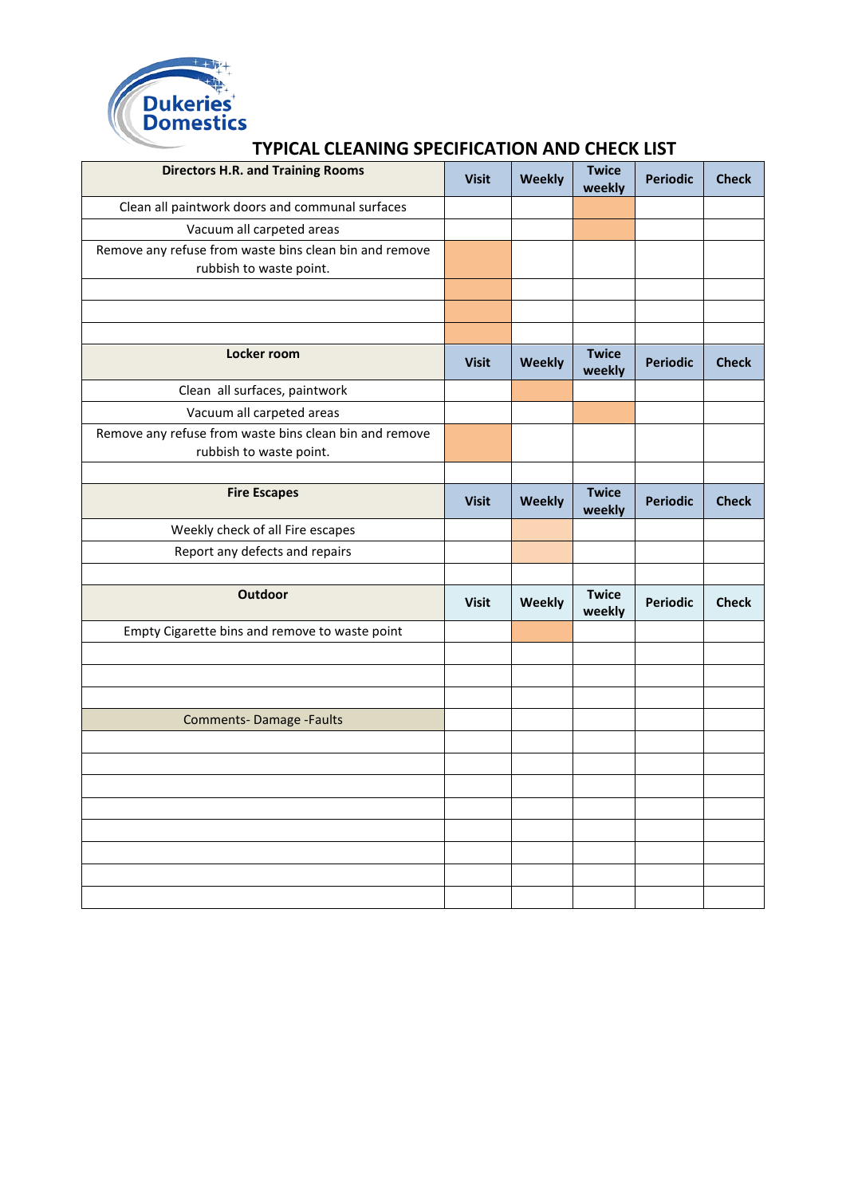Dukeries Domestics

# TYPICAL CLEANING SPECIFICATION AND CHECK LIST

| **Directors H.R. and Training Rooms** | **Visit** | **Weekly** | **Twice weekly** | **Periodic** | **Check** |
|---|---|---|---|---|---|
| Clean all paintwork doors and communal surfaces | | | | | |
| Vacuum all carpeted areas | | | | | |
| Remove any refuse from waste bins clean bin and remove rubbish to waste point. | | | | | |
| | | | | | |
| | | | | | |
| | | | | | |
| **Locker room** | **Visit** | **Weekly** | **Twice weekly** | **Periodic** | **Check** |
| Clean all surfaces, paintwork | | | | | |
| Vacuum all carpeted areas | | | | | |
| Remove any refuse from waste bins clean bin and remove rubbish to waste point. | | | | | |
| | | | | | |
| **Fire Escapes** | **Visit** | **Weekly** | **Twice weekly** | **Periodic** | **Check** |
| Weekly check of all Fire escapes | | | | | |
| Report any defects and repairs | | | | | |
| | | | | | |
| **Outdoor** | **Visit** | **Weekly** | **Twice weekly** | **Periodic** | **Check** |
| Empty Cigarette bins and remove to waste point | | | | | |
| | | | | | |
| | | | | | |
| | | | | | |
| Comments- Damage -Faults | | | | | |
| | | | | | |
| | | | | | |
| | | | | | |
| | | | | | |
| | | | | | |
| | | | | | |
| | | | | | |
| | | | | | |